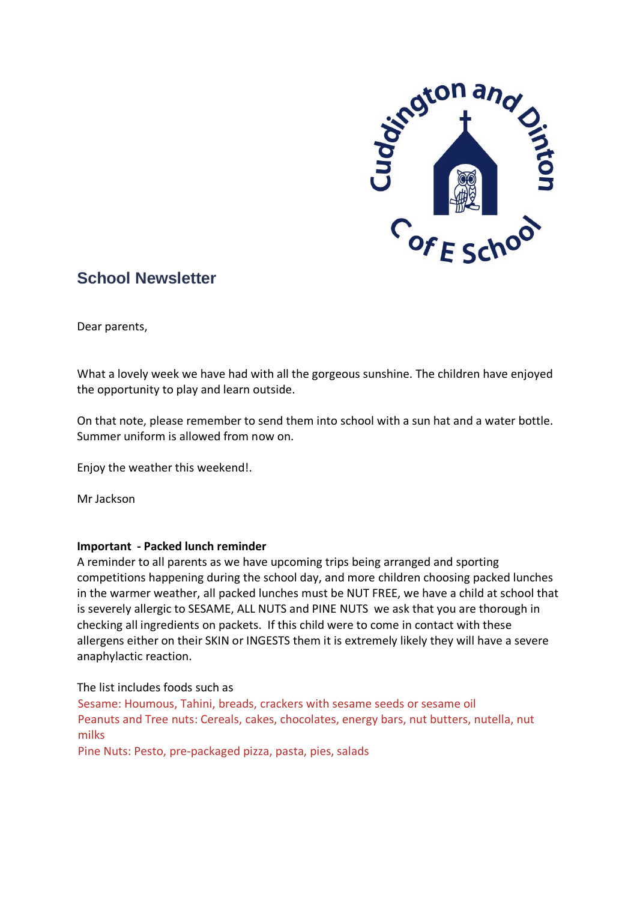## School Newsletter

Dear parents,

What a lovely week we have had with all the gorgeous sunshine. The children have enjoyed the opportunity to play and learn outside.

On that note, please remember to send them into school with a sun hat and a water bottle. Summer uniform is allowed from now on.

Enjoy the weather this weekend!.

Mr Jackson

**Important - Packed lunch reminder**

A reminder to all parents as we have upcoming trips being arranged and sporting competitions happening during the school day, and more children choosing packed lunches in the warmer weather, all packed lunches must be NUT FREE, we have a child at school that is severely allergic to SESAME, ALL NUTS and PINE NUTS we ask that you are thorough in checking all ingredients on packets. If this child were to come in contact with these allergens either on their SKIN or INGESTS them it is extremely likely they will have a severe anaphylactic reaction.

The list includes foods such as

Sesame: Houmous, Tahini, breads, crackers with sesame seeds or sesame oil

Peanuts and Tree nuts: Cereals, cakes, chocolates, energy bars, nut butters, nutella, nut milks

Pine Nuts: Pesto, pre-packaged pizza, pasta, pies, salads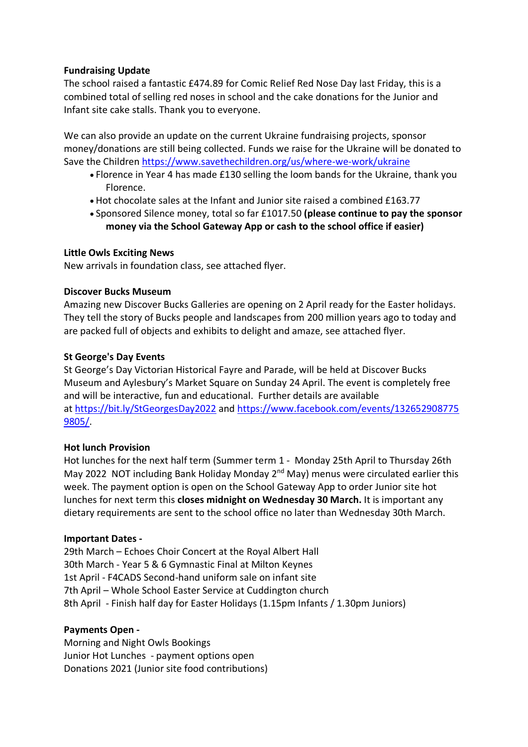**Fundraising Update**

The school raised a fantastic £474.89 for Comic Relief Red Nose Day last Friday, this is a combined total of selling red noses in school and the cake donations for the Junior and Infant site cake stalls. Thank you to everyone.

We can also provide an update on the current Ukraine fundraising projects, sponsor money/donations are still being collected. Funds we raise for the Ukraine will be donated to Save the Children https://www.savethechildren.org/us/where-we-work/ukraine

- Florence in Year 4 has made £130 selling the loom bands for the Ukraine, thank you Florence.
- Hot chocolate sales at the Infant and Junior site raised a combined £163.77
- Sponsored Silence money, total so far £1017.50 **(please continue to pay the sponsor money via the School Gateway App or cash to the school office if easier)**

**Little Owls Exciting News**

New arrivals in foundation class, see attached flyer.

**Discover Bucks Museum**

Amazing new Discover Bucks Galleries are opening on 2 April ready for the Easter holidays. They tell the story of Bucks people and landscapes from 200 million years ago to today and are packed full of objects and exhibits to delight and amaze, see attached flyer.

**St George's Day Events**

St George's Day Victorian Historical Fayre and Parade, will be held at Discover Bucks Museum and Aylesbury's Market Square on Sunday 24 April. The event is completely free and will be interactive, fun and educational. Further details are available at https://bit.ly/StGeorgesDay2022 and https://www.facebook.com/events/1326529087759805/.

**Hot lunch Provision**

Hot lunches for the next half term (Summer term 1 - Monday 25th April to Thursday 26th May 2022 NOT including Bank Holiday Monday 2nd May) menus were circulated earlier this week. The payment option is open on the School Gateway App to order Junior site hot lunches for next term this **closes midnight on Wednesday 30 March.** It is important any dietary requirements are sent to the school office no later than Wednesday 30th March.

**Important Dates -**

29th March – Echoes Choir Concert at the Royal Albert Hall
30th March - Year 5 & 6 Gymnastic Final at Milton Keynes
1st April - F4CADS Second-hand uniform sale on infant site
7th April – Whole School Easter Service at Cuddington church
8th April - Finish half day for Easter Holidays (1.15pm Infants / 1.30pm Juniors)

**Payments Open -**

Morning and Night Owls Bookings
Junior Hot Lunches - payment options open
Donations 2021 (Junior site food contributions)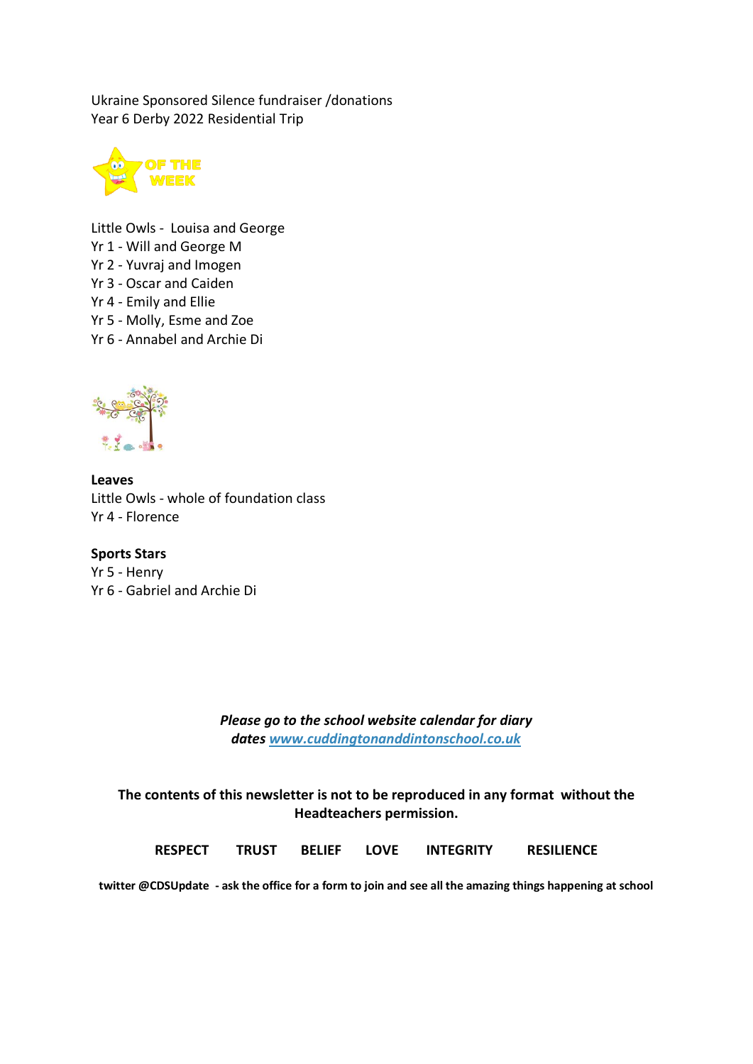Ukraine Sponsored Silence fundraiser /donations
Year 6 Derby 2022 Residential Trip

OF THE WEEK

Little Owls - Louisa and George
Yr 1 - Will and George M
Yr 2 - Yuvraj and Imogen
Yr 3 - Oscar and Caiden
Yr 4 - Emily and Ellie
Yr 5 - Molly, Esme and Zoe
Yr 6 - Annabel and Archie Di

**Leaves**
Little Owls - whole of foundation class
Yr 4 - Florence

**Sports Stars**
Yr 5 - Henry
Yr 6 - Gabriel and Archie Di

***Please go to the school website calendar for diary dates [www.cuddingtonanddintonschool.co.uk](http://www.cuddingtonanddintonschool.co.uk)***

**The contents of this newsletter is not to be reproduced in any format without the Headteachers permission.**

**RESPECT TRUST BELIEF LOVE INTEGRITY RESILIENCE**

**twitter @CDSUpdate - ask the office for a form to join and see all the amazing things happening at school**